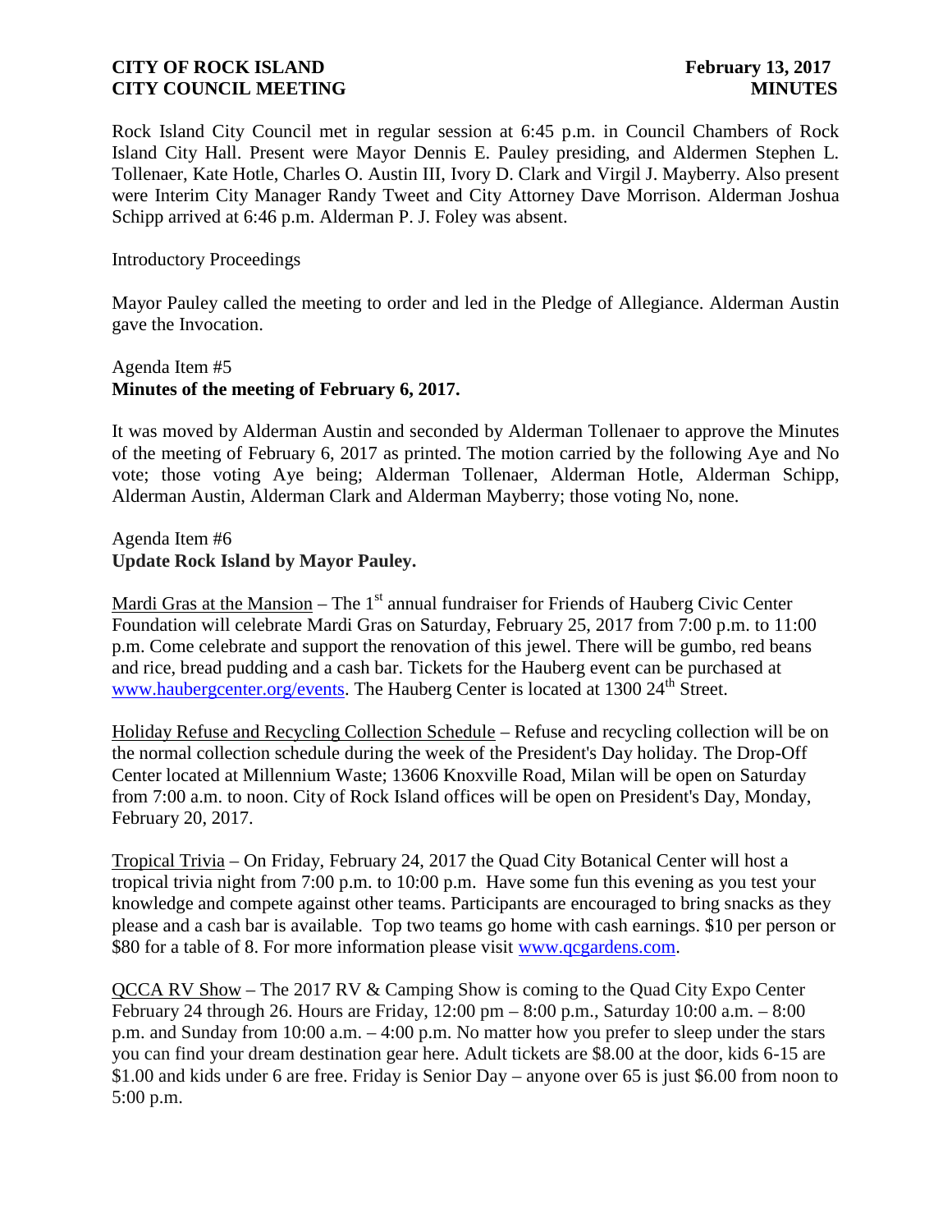Rock Island City Council met in regular session at 6:45 p.m. in Council Chambers of Rock Island City Hall. Present were Mayor Dennis E. Pauley presiding, and Aldermen Stephen L. Tollenaer, Kate Hotle, Charles O. Austin III, Ivory D. Clark and Virgil J. Mayberry. Also present were Interim City Manager Randy Tweet and City Attorney Dave Morrison. Alderman Joshua Schipp arrived at 6:46 p.m. Alderman P. J. Foley was absent.

Introductory Proceedings

Mayor Pauley called the meeting to order and led in the Pledge of Allegiance. Alderman Austin gave the Invocation.

Agenda Item #5
**Minutes of the meeting of February 6, 2017.**

It was moved by Alderman Austin and seconded by Alderman Tollenaer to approve the Minutes of the meeting of February 6, 2017 as printed. The motion carried by the following Aye and No vote; those voting Aye being; Alderman Tollenaer, Alderman Hotle, Alderman Schipp, Alderman Austin, Alderman Clark and Alderman Mayberry; those voting No, none.

Agenda Item #6
**Update Rock Island by Mayor Pauley.**

Mardi Gras at the Mansion – The 1st annual fundraiser for Friends of Hauberg Civic Center Foundation will celebrate Mardi Gras on Saturday, February 25, 2017 from 7:00 p.m. to 11:00 p.m. Come celebrate and support the renovation of this jewel. There will be gumbo, red beans and rice, bread pudding and a cash bar. Tickets for the Hauberg event can be purchased at www.haubergcenter.org/events. The Hauberg Center is located at 1300 24th Street.

Holiday Refuse and Recycling Collection Schedule – Refuse and recycling collection will be on the normal collection schedule during the week of the President's Day holiday. The Drop-Off Center located at Millennium Waste; 13606 Knoxville Road, Milan will be open on Saturday from 7:00 a.m. to noon. City of Rock Island offices will be open on President's Day, Monday, February 20, 2017.

Tropical Trivia – On Friday, February 24, 2017 the Quad City Botanical Center will host a tropical trivia night from 7:00 p.m. to 10:00 p.m. Have some fun this evening as you test your knowledge and compete against other teams. Participants are encouraged to bring snacks as they please and a cash bar is available. Top two teams go home with cash earnings. $10 per person or $80 for a table of 8. For more information please visit www.qcgardens.com.

QCCA RV Show – The 2017 RV & Camping Show is coming to the Quad City Expo Center February 24 through 26. Hours are Friday, 12:00 pm – 8:00 p.m., Saturday 10:00 a.m. – 8:00 p.m. and Sunday from 10:00 a.m. – 4:00 p.m. No matter how you prefer to sleep under the stars you can find your dream destination gear here. Adult tickets are $8.00 at the door, kids 6-15 are $1.00 and kids under 6 are free. Friday is Senior Day – anyone over 65 is just $6.00 from noon to 5:00 p.m.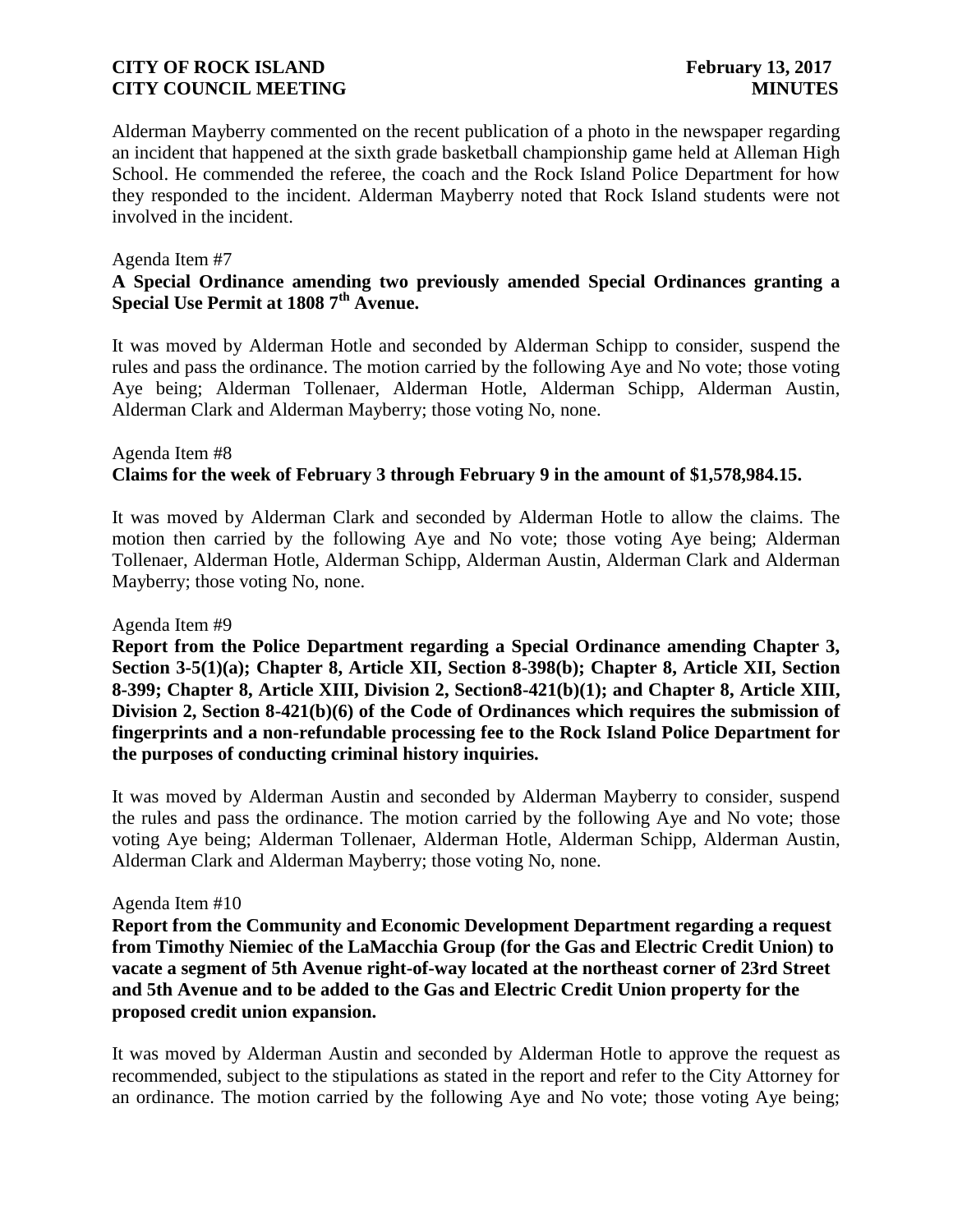Alderman Mayberry commented on the recent publication of a photo in the newspaper regarding an incident that happened at the sixth grade basketball championship game held at Alleman High School. He commended the referee, the coach and the Rock Island Police Department for how they responded to the incident. Alderman Mayberry noted that Rock Island students were not involved in the incident.

Agenda Item #7
**A Special Ordinance amending two previously amended Special Ordinances granting a Special Use Permit at 1808 7th Avenue.**

It was moved by Alderman Hotle and seconded by Alderman Schipp to consider, suspend the rules and pass the ordinance. The motion carried by the following Aye and No vote; those voting Aye being; Alderman Tollenaer, Alderman Hotle, Alderman Schipp, Alderman Austin, Alderman Clark and Alderman Mayberry; those voting No, none.

Agenda Item #8
**Claims for the week of February 3 through February 9 in the amount of $1,578,984.15.**

It was moved by Alderman Clark and seconded by Alderman Hotle to allow the claims. The motion then carried by the following Aye and No vote; those voting Aye being; Alderman Tollenaer, Alderman Hotle, Alderman Schipp, Alderman Austin, Alderman Clark and Alderman Mayberry; those voting No, none.

Agenda Item #9
**Report from the Police Department regarding a Special Ordinance amending Chapter 3, Section 3-5(1)(a); Chapter 8, Article XII, Section 8-398(b); Chapter 8, Article XII, Section 8-399; Chapter 8, Article XIII, Division 2, Section8-421(b)(1); and Chapter 8, Article XIII, Division 2, Section 8-421(b)(6) of the Code of Ordinances which requires the submission of fingerprints and a non-refundable processing fee to the Rock Island Police Department for the purposes of conducting criminal history inquiries.**

It was moved by Alderman Austin and seconded by Alderman Mayberry to consider, suspend the rules and pass the ordinance. The motion carried by the following Aye and No vote; those voting Aye being; Alderman Tollenaer, Alderman Hotle, Alderman Schipp, Alderman Austin, Alderman Clark and Alderman Mayberry; those voting No, none.

Agenda Item #10
**Report from the Community and Economic Development Department regarding a request from Timothy Niemiec of the LaMacchia Group (for the Gas and Electric Credit Union) to vacate a segment of 5th Avenue right-of-way located at the northeast corner of 23rd Street and 5th Avenue and to be added to the Gas and Electric Credit Union property for the proposed credit union expansion.**

It was moved by Alderman Austin and seconded by Alderman Hotle to approve the request as recommended, subject to the stipulations as stated in the report and refer to the City Attorney for an ordinance. The motion carried by the following Aye and No vote; those voting Aye being;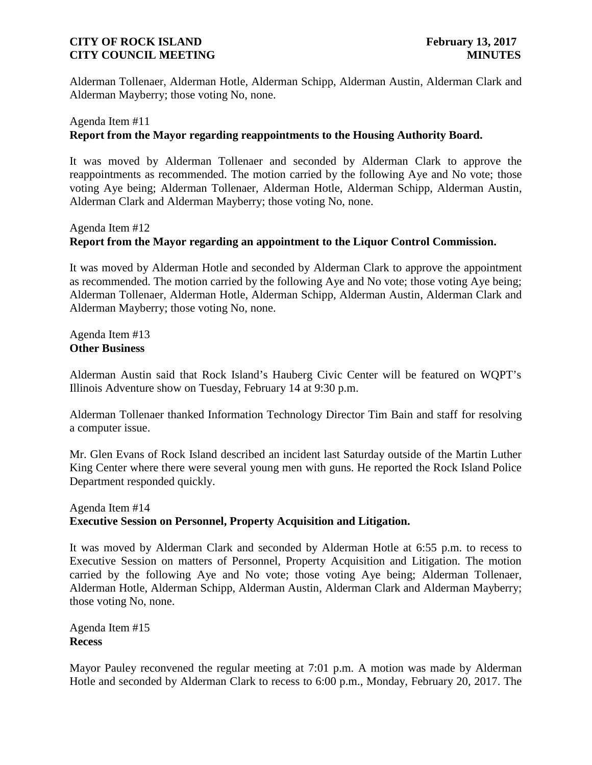Alderman Tollenaer, Alderman Hotle, Alderman Schipp, Alderman Austin, Alderman Clark and Alderman Mayberry; those voting No, none.

Agenda Item #11
**Report from the Mayor regarding reappointments to the Housing Authority Board.**

It was moved by Alderman Tollenaer and seconded by Alderman Clark to approve the reappointments as recommended. The motion carried by the following Aye and No vote; those voting Aye being; Alderman Tollenaer, Alderman Hotle, Alderman Schipp, Alderman Austin, Alderman Clark and Alderman Mayberry; those voting No, none.

Agenda Item #12
**Report from the Mayor regarding an appointment to the Liquor Control Commission.**

It was moved by Alderman Hotle and seconded by Alderman Clark to approve the appointment as recommended. The motion carried by the following Aye and No vote; those voting Aye being; Alderman Tollenaer, Alderman Hotle, Alderman Schipp, Alderman Austin, Alderman Clark and Alderman Mayberry; those voting No, none.

Agenda Item #13
**Other Business**

Alderman Austin said that Rock Island's Hauberg Civic Center will be featured on WQPT's Illinois Adventure show on Tuesday, February 14 at 9:30 p.m.

Alderman Tollenaer thanked Information Technology Director Tim Bain and staff for resolving a computer issue.

Mr. Glen Evans of Rock Island described an incident last Saturday outside of the Martin Luther King Center where there were several young men with guns. He reported the Rock Island Police Department responded quickly.

Agenda Item #14
**Executive Session on Personnel, Property Acquisition and Litigation.**

It was moved by Alderman Clark and seconded by Alderman Hotle at 6:55 p.m. to recess to Executive Session on matters of Personnel, Property Acquisition and Litigation. The motion carried by the following Aye and No vote; those voting Aye being; Alderman Tollenaer, Alderman Hotle, Alderman Schipp, Alderman Austin, Alderman Clark and Alderman Mayberry; those voting No, none.

Agenda Item #15
**Recess**

Mayor Pauley reconvened the regular meeting at 7:01 p.m. A motion was made by Alderman Hotle and seconded by Alderman Clark to recess to 6:00 p.m., Monday, February 20, 2017. The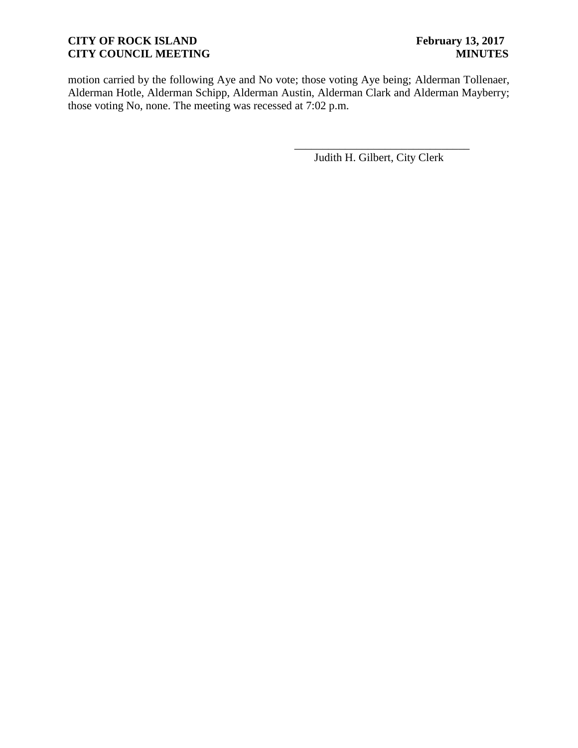motion carried by the following Aye and No vote; those voting Aye being; Alderman Tollenaer, Alderman Hotle, Alderman Schipp, Alderman Austin, Alderman Clark and Alderman Mayberry; those voting No, none. The meeting was recessed at 7:02 p.m.

\_\_\_\_\_\_\_\_\_\_\_\_\_\_\_\_\_\_\_\_\_\_\_\_\_\_\_\_\_\_\_

Judith H. Gilbert, City Clerk